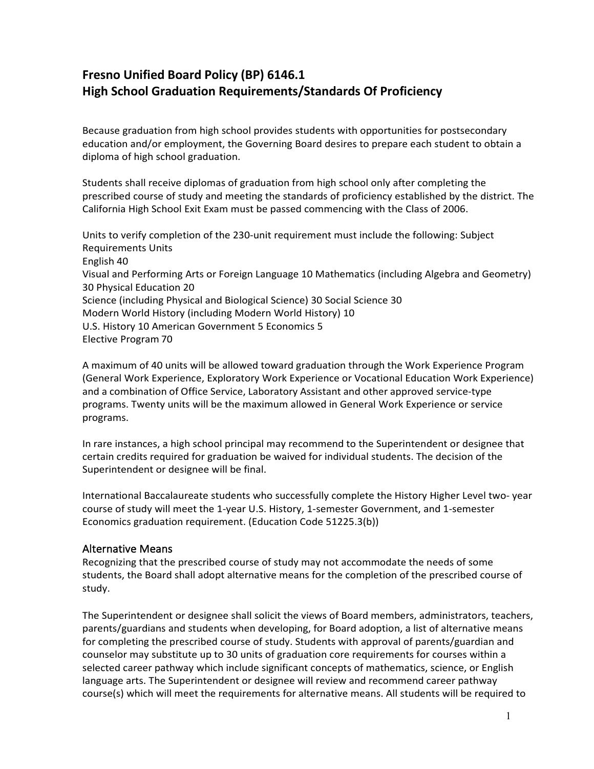# Fresno Unified Board Policy (BP) 6146.1
# High School Graduation Requirements/Standards Of Proficiency

Because graduation from high school provides students with opportunities for postsecondary education and/or employment, the Governing Board desires to prepare each student to obtain a diploma of high school graduation.

Students shall receive diplomas of graduation from high school only after completing the prescribed course of study and meeting the standards of proficiency established by the district. The California High School Exit Exam must be passed commencing with the Class of 2006.

Units to verify completion of the 230-unit requirement must include the following: Subject Requirements Units
English 40
Visual and Performing Arts or Foreign Language 10 Mathematics (including Algebra and Geometry) 30 Physical Education 20
Science (including Physical and Biological Science) 30 Social Science 30
Modern World History (including Modern World History) 10
U.S. History 10 American Government 5 Economics 5
Elective Program 70

A maximum of 40 units will be allowed toward graduation through the Work Experience Program (General Work Experience, Exploratory Work Experience or Vocational Education Work Experience) and a combination of Office Service, Laboratory Assistant and other approved service-type programs. Twenty units will be the maximum allowed in General Work Experience or service programs.

In rare instances, a high school principal may recommend to the Superintendent or designee that certain credits required for graduation be waived for individual students. The decision of the Superintendent or designee will be final.

International Baccalaureate students who successfully complete the History Higher Level two- year course of study will meet the 1-year U.S. History, 1-semester Government, and 1-semester Economics graduation requirement. (Education Code 51225.3(b))

## Alternative Means

Recognizing that the prescribed course of study may not accommodate the needs of some students, the Board shall adopt alternative means for the completion of the prescribed course of study.

The Superintendent or designee shall solicit the views of Board members, administrators, teachers, parents/guardians and students when developing, for Board adoption, a list of alternative means for completing the prescribed course of study. Students with approval of parents/guardian and counselor may substitute up to 30 units of graduation core requirements for courses within a selected career pathway which include significant concepts of mathematics, science, or English language arts. The Superintendent or designee will review and recommend career pathway course(s) which will meet the requirements for alternative means. All students will be required to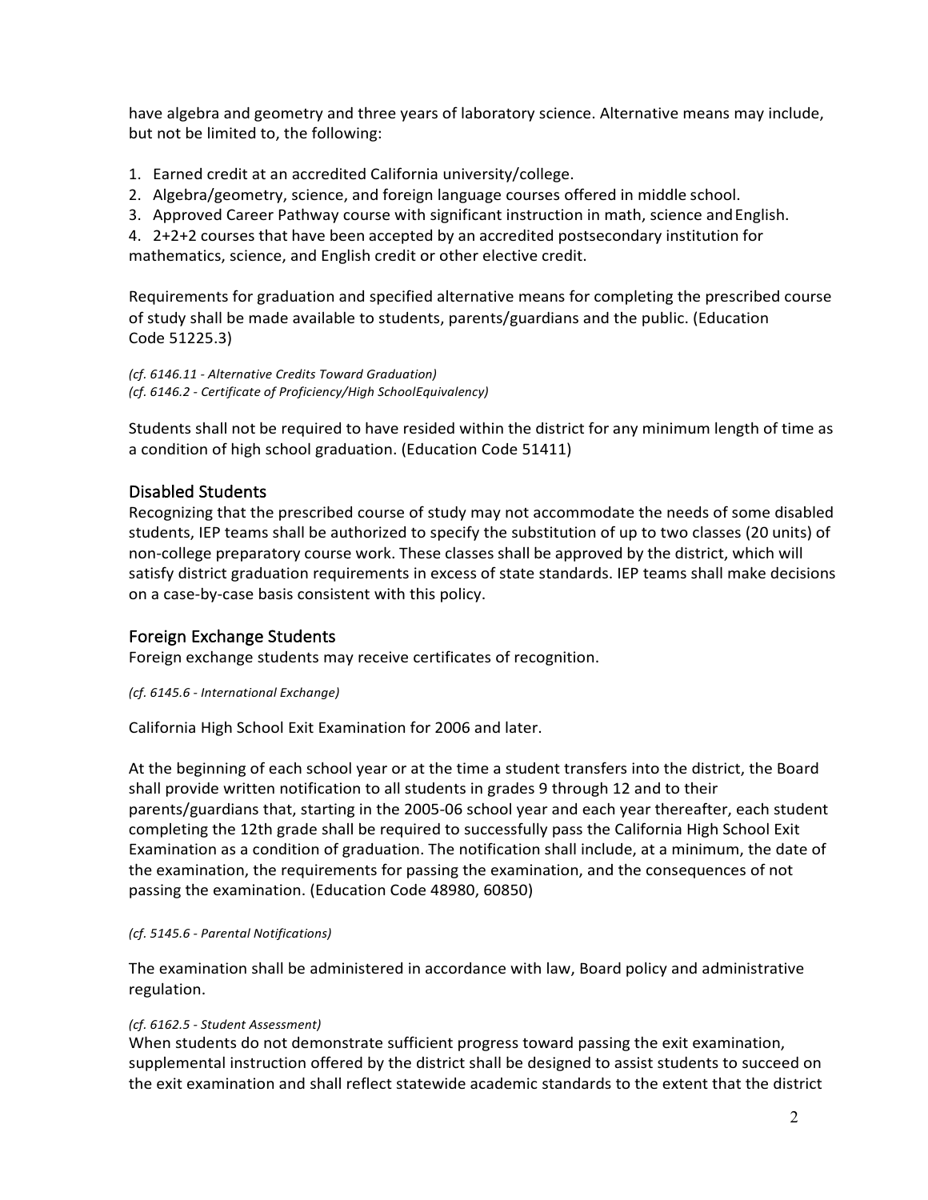have algebra and geometry and three years of laboratory science. Alternative means may include, but not be limited to, the following:

1. Earned credit at an accredited California university/college.
2. Algebra/geometry, science, and foreign language courses offered in middle school.
3. Approved Career Pathway course with significant instruction in math, science and English.
4. 2+2+2 courses that have been accepted by an accredited postsecondary institution for mathematics, science, and English credit or other elective credit.

Requirements for graduation and specified alternative means for completing the prescribed course of study shall be made available to students, parents/guardians and the public. (Education Code 51225.3)

*(cf. 6146.11 - Alternative Credits Toward Graduation)*
*(cf. 6146.2 - Certificate of Proficiency/High School Equivalency)*

Students shall not be required to have resided within the district for any minimum length of time as a condition of high school graduation. (Education Code 51411)

## Disabled Students

Recognizing that the prescribed course of study may not accommodate the needs of some disabled students, IEP teams shall be authorized to specify the substitution of up to two classes (20 units) of non-college preparatory course work. These classes shall be approved by the district, which will satisfy district graduation requirements in excess of state standards. IEP teams shall make decisions on a case-by-case basis consistent with this policy.

## Foreign Exchange Students

Foreign exchange students may receive certificates of recognition.

*(cf. 6145.6 - International Exchange)*

California High School Exit Examination for 2006 and later.

At the beginning of each school year or at the time a student transfers into the district, the Board shall provide written notification to all students in grades 9 through 12 and to their parents/guardians that, starting in the 2005-06 school year and each year thereafter, each student completing the 12th grade shall be required to successfully pass the California High School Exit Examination as a condition of graduation. The notification shall include, at a minimum, the date of the examination, the requirements for passing the examination, and the consequences of not passing the examination. (Education Code 48980, 60850)

*(cf. 5145.6 - Parental Notifications)*

The examination shall be administered in accordance with law, Board policy and administrative regulation.

*(cf. 6162.5 - Student Assessment)*

When students do not demonstrate sufficient progress toward passing the exit examination, supplemental instruction offered by the district shall be designed to assist students to succeed on the exit examination and shall reflect statewide academic standards to the extent that the district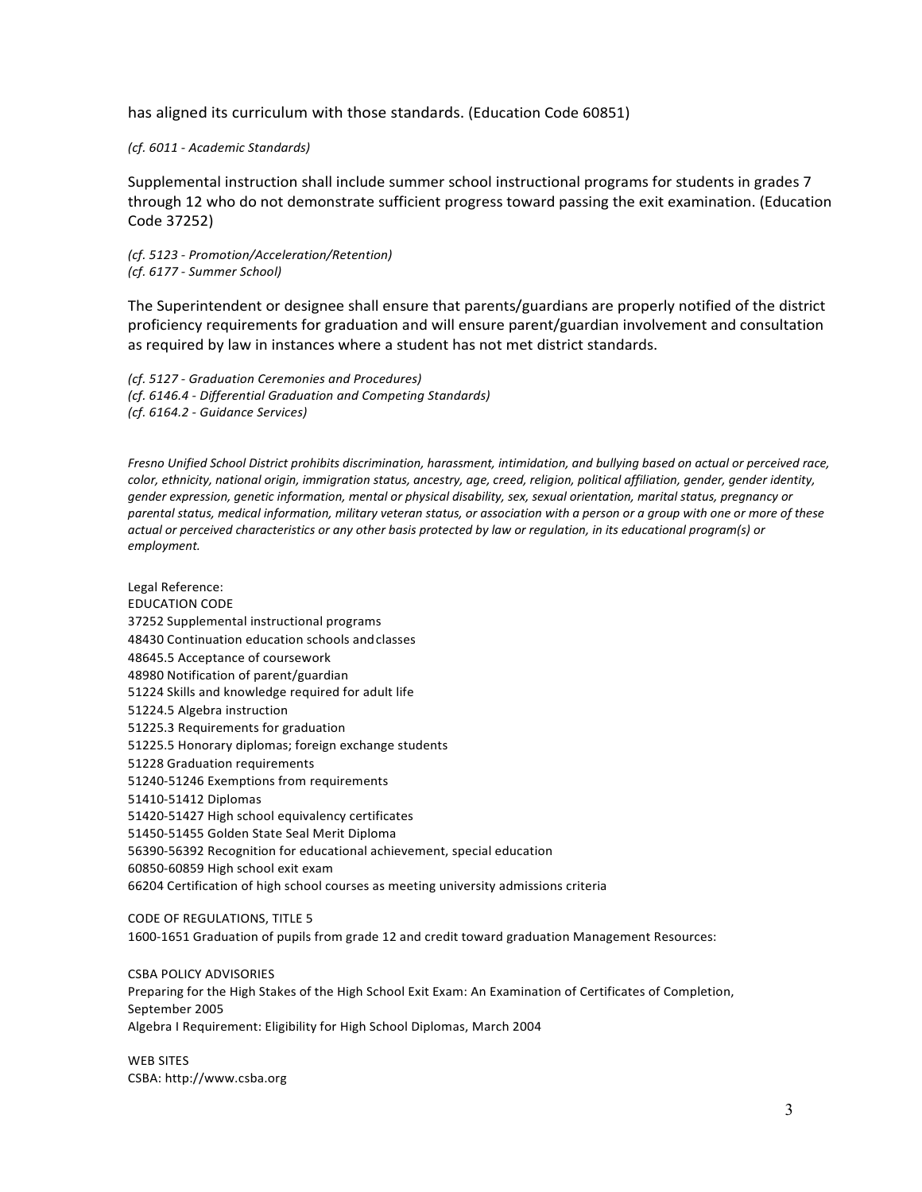has aligned its curriculum with those standards. (Education Code 60851)

*(cf. 6011 - Academic Standards)*

Supplemental instruction shall include summer school instructional programs for students in grades 7 through 12 who do not demonstrate sufficient progress toward passing the exit examination. (Education Code 37252)

*(cf. 5123 - Promotion/Acceleration/Retention)*
*(cf. 6177 - Summer School)*

The Superintendent or designee shall ensure that parents/guardians are properly notified of the district proficiency requirements for graduation and will ensure parent/guardian involvement and consultation as required by law in instances where a student has not met district standards.

*(cf. 5127 - Graduation Ceremonies and Procedures)*
*(cf. 6146.4 - Differential Graduation and Competing Standards)*
*(cf. 6164.2 - Guidance Services)*

*Fresno Unified School District prohibits discrimination, harassment, intimidation, and bullying based on actual or perceived race, color, ethnicity, national origin, immigration status, ancestry, age, creed, religion, political affiliation, gender, gender identity, gender expression, genetic information, mental or physical disability, sex, sexual orientation, marital status, pregnancy or parental status, medical information, military veteran status, or association with a person or a group with one or more of these actual or perceived characteristics or any other basis protected by law or regulation, in its educational program(s) or employment.*

Legal Reference:
EDUCATION CODE
37252 Supplemental instructional programs
48430 Continuation education schools and classes
48645.5 Acceptance of coursework
48980 Notification of parent/guardian
51224 Skills and knowledge required for adult life
51224.5 Algebra instruction
51225.3 Requirements for graduation
51225.5 Honorary diplomas; foreign exchange students
51228 Graduation requirements
51240-51246 Exemptions from requirements
51410-51412 Diplomas
51420-51427 High school equivalency certificates
51450-51455 Golden State Seal Merit Diploma
56390-56392 Recognition for educational achievement, special education
60850-60859 High school exit exam
66204 Certification of high school courses as meeting university admissions criteria

CODE OF REGULATIONS, TITLE 5
1600-1651 Graduation of pupils from grade 12 and credit toward graduation Management Resources:

CSBA POLICY ADVISORIES
Preparing for the High Stakes of the High School Exit Exam: An Examination of Certificates of Completion, September 2005
Algebra I Requirement: Eligibility for High School Diplomas, March 2004

WEB SITES
CSBA: http://www.csba.org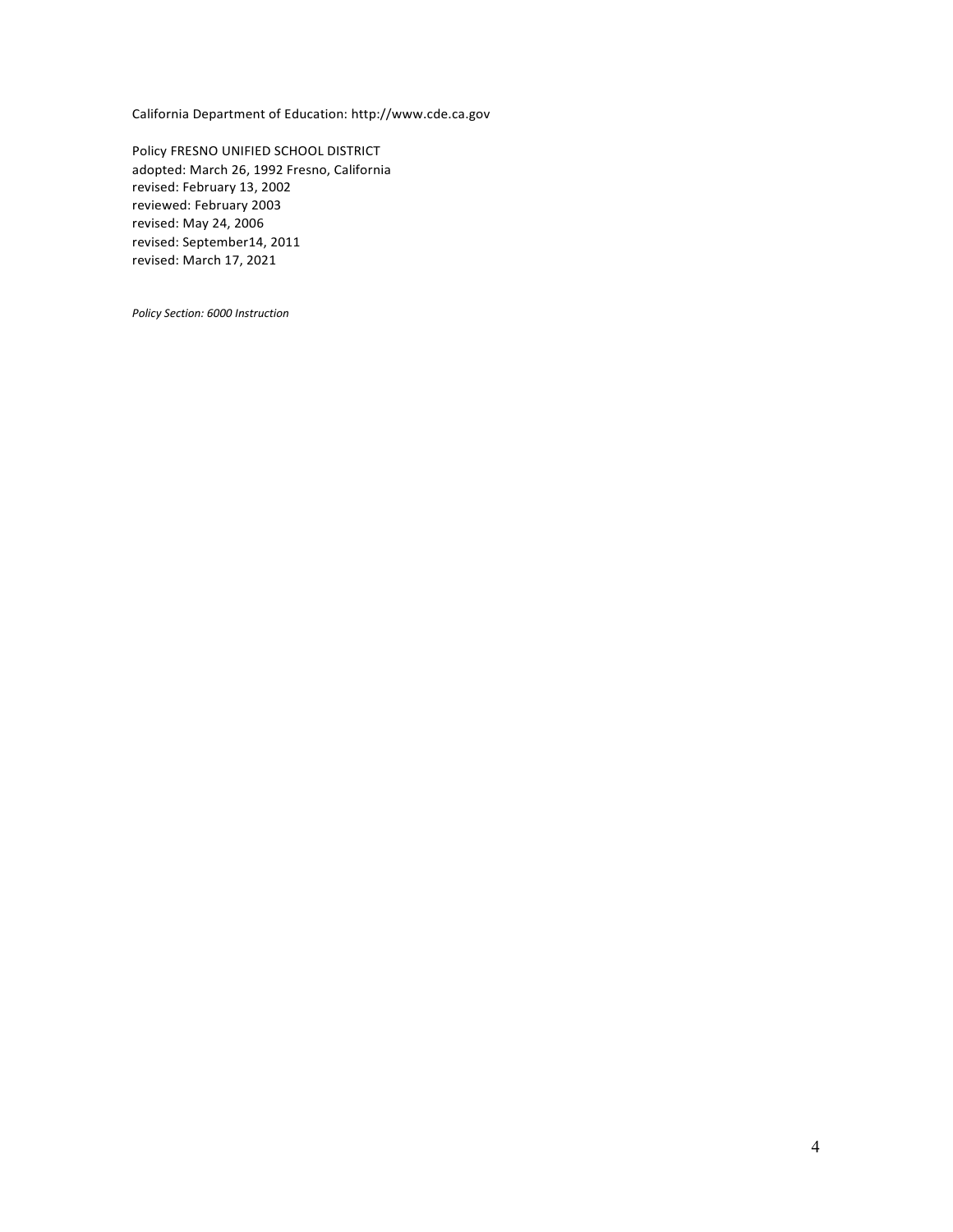California Department of Education: http://www.cde.ca.gov

Policy FRESNO UNIFIED SCHOOL DISTRICT
adopted: March 26, 1992 Fresno, California
revised: February 13, 2002
reviewed: February 2003
revised: May 24, 2006
revised: September14, 2011
revised: March 17, 2021

*Policy Section: 6000 Instruction*